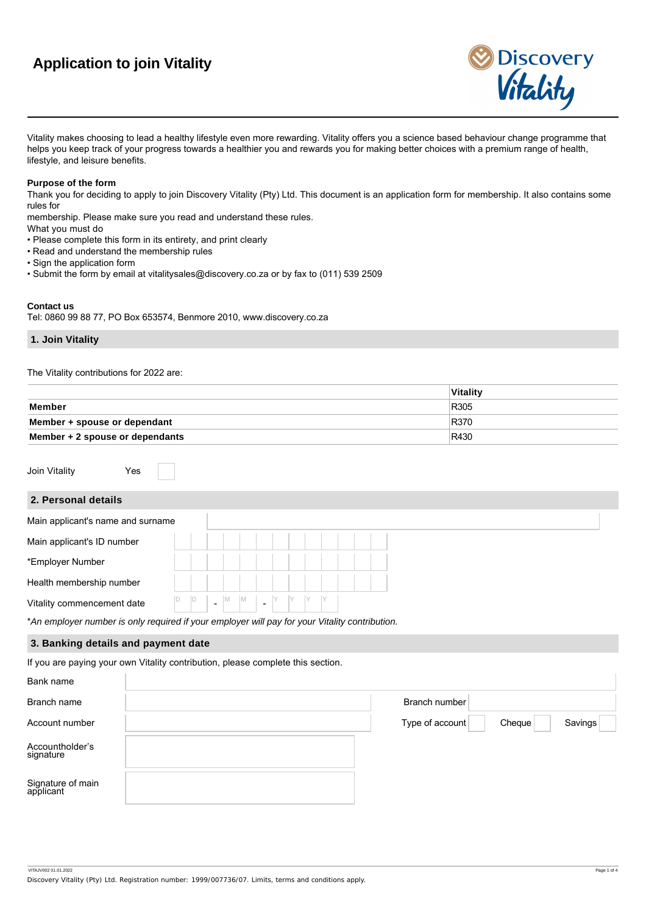# Application to join Vitality

Vitality makes choosing to lead a healthy lifestyle even more rewarding. Vitality offers you a science based behaviour change programme that helps you keep track of your progress towards a healthier you and rewards you for making better choices with a premium range of health, lifestyle, and leisure benefits.

**Purpose of the form**

Thank you for deciding to apply to join Discovery Vitality (Pty) Ltd. This document is an application form for membership. It also contains some rules for
membership. Please make sure you read and understand these rules.

What you must do

- Please complete this form in its entirety, and print clearly
- Read and understand the membership rules
- Sign the application form
- Submit the form by email at vitalitysales@discovery.co.za or by fax to (011) 539 2509

**Contact us**

Tel: 0860 99 88 77, PO Box 653574, Benmore 2010, www.discovery.co.za

## 1. Join Vitality

The Vitality contributions for 2022 are:

| | Vitality |
|---|---|
| **Member** | R305 |
| **Member + spouse or dependant** | R370 |
| **Member + 2 spouse or dependants** | R430 |

Join Vitality Yes ☐

## 2. Personal details

| | |
|---|---|
| Main applicant's name and surname | |
| Main applicant's ID number | |
| *Employer Number | |
| Health membership number | |
| Vitality commencement date | D D - M M - Y Y Y Y |

*An employer number is only required if your employer will pay for your Vitality contribution.*

## 3. Banking details and payment date

If you are paying your own Vitality contribution, please complete this section.

| | | | |
|---|---|---|---|
| Bank name | | | |
| Branch name | | Branch number | |
| Account number | | Type of account | Cheque ☐ Savings ☐ |
| Accountholder's signature | | | |
| Signature of main applicant | | | |

VITAJV002 01.01.2022

Discovery Vitality (Pty) Ltd. Registration number: 1999/007736/07. Limits, terms and conditions apply.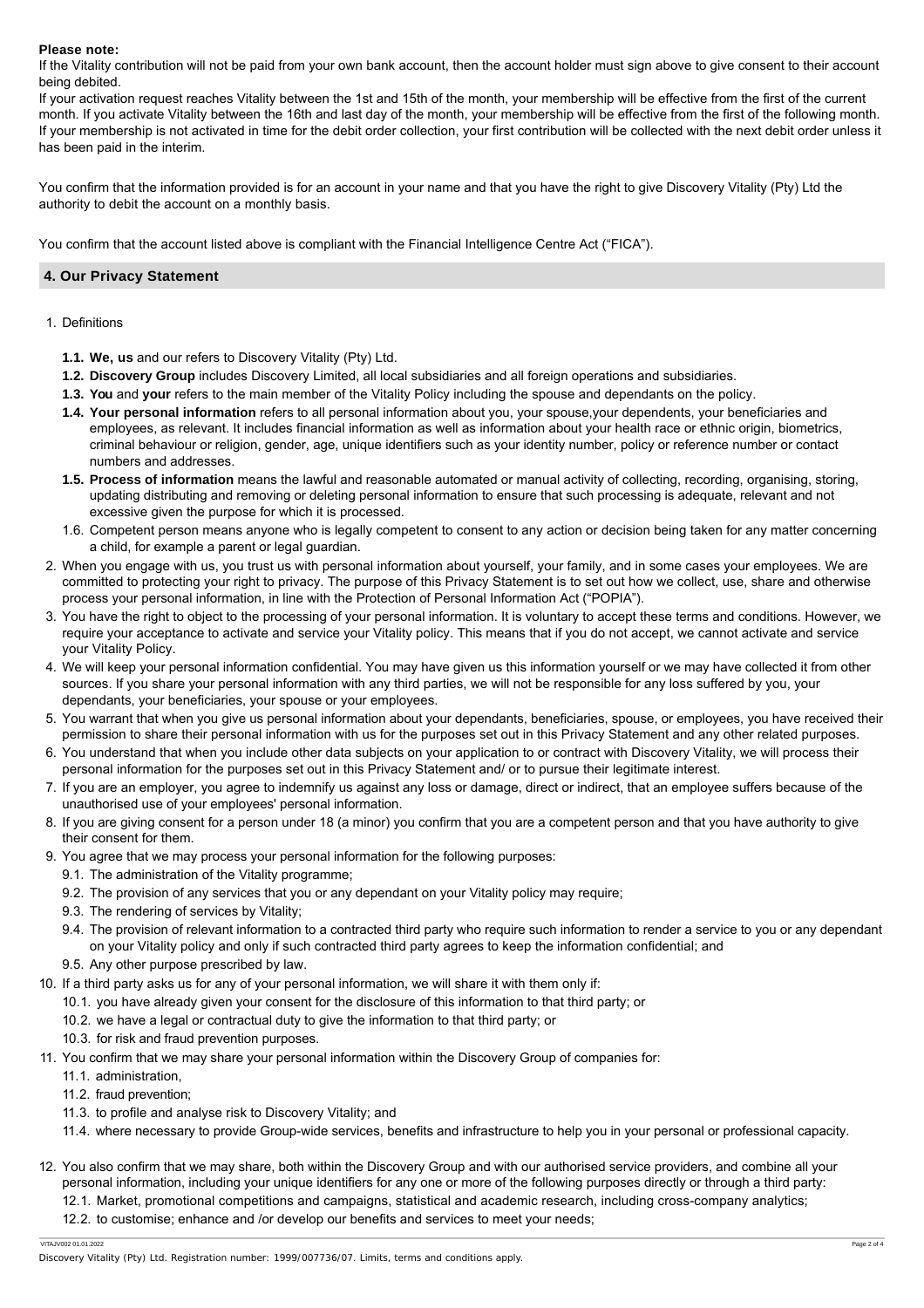**Please note:**

If the Vitality contribution will not be paid from your own bank account, then the account holder must sign above to give consent to their account being debited.

If your activation request reaches Vitality between the 1st and 15th of the month, your membership will be effective from the first of the current month. If you activate Vitality between the 16th and last day of the month, your membership will be effective from the first of the following month. If your membership is not activated in time for the debit order collection, your first contribution will be collected with the next debit order unless it has been paid in the interim.

You confirm that the information provided is for an account in your name and that you have the right to give Discovery Vitality (Pty) Ltd the authority to debit the account on a monthly basis.

You confirm that the account listed above is compliant with the Financial Intelligence Centre Act ("FICA").

## 4. Our Privacy Statement

1. Definitions
   - **1.1. We, us** and our refers to Discovery Vitality (Pty) Ltd.
   - **1.2. Discovery Group** includes Discovery Limited, all local subsidiaries and all foreign operations and subsidiaries.
   - **1.3. You** and **your** refers to the main member of the Vitality Policy including the spouse and dependants on the policy.
   - **1.4. Your personal information** refers to all personal information about you, your spouse,your dependents, your beneficiaries and employees, as relevant. It includes financial information as well as information about your health race or ethnic origin, biometrics, criminal behaviour or religion, gender, age, unique identifiers such as your identity number, policy or reference number or contact numbers and addresses.
   - **1.5. Process of information** means the lawful and reasonable automated or manual activity of collecting, recording, organising, storing, updating distributing and removing or deleting personal information to ensure that such processing is adequate, relevant and not excessive given the purpose for which it is processed.
   - 1.6. Competent person means anyone who is legally competent to consent to any action or decision being taken for any matter concerning a child, for example a parent or legal guardian.
2. When you engage with us, you trust us with personal information about yourself, your family, and in some cases your employees. We are committed to protecting your right to privacy. The purpose of this Privacy Statement is to set out how we collect, use, share and otherwise process your personal information, in line with the Protection of Personal Information Act ("POPIA").
3. You have the right to object to the processing of your personal information. It is voluntary to accept these terms and conditions. However, we require your acceptance to activate and service your Vitality policy. This means that if you do not accept, we cannot activate and service your Vitality Policy.
4. We will keep your personal information confidential. You may have given us this information yourself or we may have collected it from other sources. If you share your personal information with any third parties, we will not be responsible for any loss suffered by you, your dependants, your beneficiaries, your spouse or your employees.
5. You warrant that when you give us personal information about your dependants, beneficiaries, spouse, or employees, you have received their permission to share their personal information with us for the purposes set out in this Privacy Statement and any other related purposes.
6. You understand that when you include other data subjects on your application to or contract with Discovery Vitality, we will process their personal information for the purposes set out in this Privacy Statement and/ or to pursue their legitimate interest.
7. If you are an employer, you agree to indemnify us against any loss or damage, direct or indirect, that an employee suffers because of the unauthorised use of your employees' personal information.
8. If you are giving consent for a person under 18 (a minor) you confirm that you are a competent person and that you have authority to give their consent for them.
9. You agree that we may process your personal information for the following purposes:
   - 9.1. The administration of the Vitality programme;
   - 9.2. The provision of any services that you or any dependant on your Vitality policy may require;
   - 9.3. The rendering of services by Vitality;
   - 9.4. The provision of relevant information to a contracted third party who require such information to render a service to you or any dependant on your Vitality policy and only if such contracted third party agrees to keep the information confidential; and
   - 9.5. Any other purpose prescribed by law.
10. If a third party asks us for any of your personal information, we will share it with them only if:
    - 10.1. you have already given your consent for the disclosure of this information to that third party; or
    - 10.2. we have a legal or contractual duty to give the information to that third party; or
    - 10.3. for risk and fraud prevention purposes.
11. You confirm that we may share your personal information within the Discovery Group of companies for:
    - 11.1. administration,
    - 11.2. fraud prevention;
    - 11.3. to profile and analyse risk to Discovery Vitality; and
    - 11.4. where necessary to provide Group-wide services, benefits and infrastructure to help you in your personal or professional capacity.
12. You also confirm that we may share, both within the Discovery Group and with our authorised service providers, and combine all your personal information, including your unique identifiers for any one or more of the following purposes directly or through a third party:
    - 12.1. Market, promotional competitions and campaigns, statistical and academic research, including cross-company analytics;
    - 12.2. to customise; enhance and /or develop our benefits and services to meet your needs;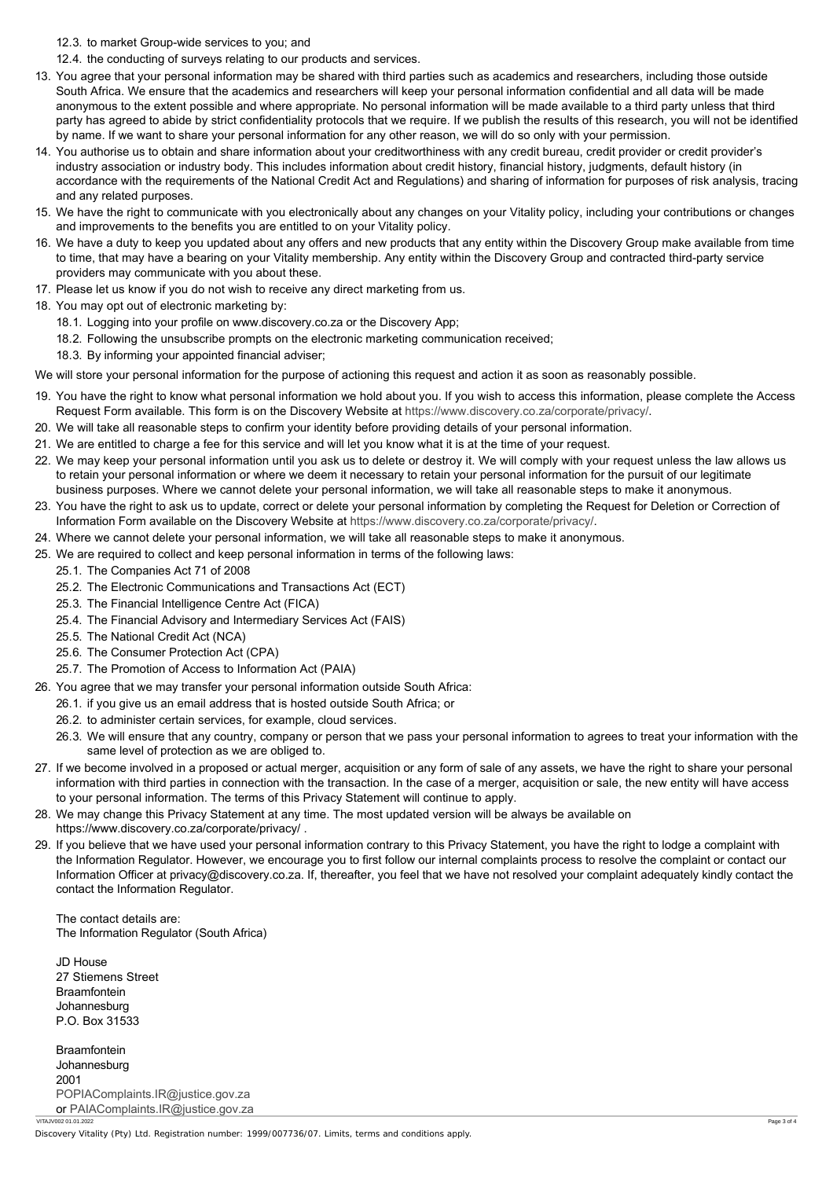12.3. to market Group-wide services to you; and

12.4. the conducting of surveys relating to our products and services.

13. You agree that your personal information may be shared with third parties such as academics and researchers, including those outside South Africa. We ensure that the academics and researchers will keep your personal information confidential and all data will be made anonymous to the extent possible and where appropriate. No personal information will be made available to a third party unless that third party has agreed to abide by strict confidentiality protocols that we require. If we publish the results of this research, you will not be identified by name. If we want to share your personal information for any other reason, we will do so only with your permission.
14. You authorise us to obtain and share information about your creditworthiness with any credit bureau, credit provider or credit provider's industry association or industry body. This includes information about credit history, financial history, judgments, default history (in accordance with the requirements of the National Credit Act and Regulations) and sharing of information for purposes of risk analysis, tracing and any related purposes.
15. We have the right to communicate with you electronically about any changes on your Vitality policy, including your contributions or changes and improvements to the benefits you are entitled to on your Vitality policy.
16. We have a duty to keep you updated about any offers and new products that any entity within the Discovery Group make available from time to time, that may have a bearing on your Vitality membership. Any entity within the Discovery Group and contracted third-party service providers may communicate with you about these.
17. Please let us know if you do not wish to receive any direct marketing from us.
18. You may opt out of electronic marketing by:

    18.1. Logging into your profile on www.discovery.co.za or the Discovery App;

    18.2. Following the unsubscribe prompts on the electronic marketing communication received;

    18.3. By informing your appointed financial adviser;

We will store your personal information for the purpose of actioning this request and action it as soon as reasonably possible.

19. You have the right to know what personal information we hold about you. If you wish to access this information, please complete the Access Request Form available. This form is on the Discovery Website at https://www.discovery.co.za/corporate/privacy/.
20. We will take all reasonable steps to confirm your identity before providing details of your personal information.
21. We are entitled to charge a fee for this service and will let you know what it is at the time of your request.
22. We may keep your personal information until you ask us to delete or destroy it. We will comply with your request unless the law allows us to retain your personal information or where we deem it necessary to retain your personal information for the pursuit of our legitimate business purposes. Where we cannot delete your personal information, we will take all reasonable steps to make it anonymous.
23. You have the right to ask us to update, correct or delete your personal information by completing the Request for Deletion or Correction of Information Form available on the Discovery Website at https://www.discovery.co.za/corporate/privacy/.
24. Where we cannot delete your personal information, we will take all reasonable steps to make it anonymous.
25. We are required to collect and keep personal information in terms of the following laws:

    25.1. The Companies Act 71 of 2008

    25.2. The Electronic Communications and Transactions Act (ECT)

    25.3. The Financial Intelligence Centre Act (FICA)

    25.4. The Financial Advisory and Intermediary Services Act (FAIS)

    25.5. The National Credit Act (NCA)

    25.6. The Consumer Protection Act (CPA)

    25.7. The Promotion of Access to Information Act (PAIA)

26. You agree that we may transfer your personal information outside South Africa:

    26.1. if you give us an email address that is hosted outside South Africa; or

    26.2. to administer certain services, for example, cloud services.

    26.3. We will ensure that any country, company or person that we pass your personal information to agrees to treat your information with the same level of protection as we are obliged to.

27. If we become involved in a proposed or actual merger, acquisition or any form of sale of any assets, we have the right to share your personal information with third parties in connection with the transaction. In the case of a merger, acquisition or sale, the new entity will have access to your personal information. The terms of this Privacy Statement will continue to apply.
28. We may change this Privacy Statement at any time. The most updated version will be always be available on https://www.discovery.co.za/corporate/privacy/ .
29. If you believe that we have used your personal information contrary to this Privacy Statement, you have the right to lodge a complaint with the Information Regulator. However, we encourage you to first follow our internal complaints process to resolve the complaint or contact our Information Officer at privacy@discovery.co.za. If, thereafter, you feel that we have not resolved your complaint adequately kindly contact the contact the Information Regulator.

    The contact details are:
    The Information Regulator (South Africa)

    JD House
    27 Stiemens Street
    Braamfontein
    Johannesburg
    P.O. Box 31533

    Braamfontein
    Johannesburg
    2001
    POPIAComplaints.IR@justice.gov.za
    or PAIAComplaints.IR@justice.gov.za

VITAJV002 01.01.2022

Discovery Vitality (Pty) Ltd. Registration number: 1999/007736/07. Limits, terms and conditions apply.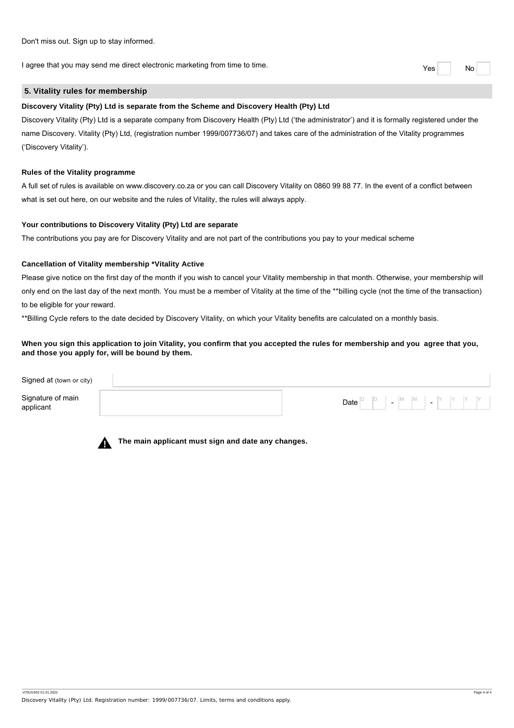Don't miss out. Sign up to stay informed.

I agree that you may send me direct electronic marketing from time to time. Yes ☐ No ☐

## 5. Vitality rules for membership

**Discovery Vitality (Pty) Ltd is separate from the Scheme and Discovery Health (Pty) Ltd**

Discovery Vitality (Pty) Ltd is a separate company from Discovery Health (Pty) Ltd ('the administrator') and it is formally registered under the name Discovery. Vitality (Pty) Ltd, (registration number 1999/007736/07) and takes care of the administration of the Vitality programmes ('Discovery Vitality').

**Rules of the Vitality programme**

A full set of rules is available on www.discovery.co.za or you can call Discovery Vitality on 0860 99 88 77. In the event of a conflict between what is set out here, on our website and the rules of Vitality, the rules will always apply.

**Your contributions to Discovery Vitality (Pty) Ltd are separate**

The contributions you pay are for Discovery Vitality and are not part of the contributions you pay to your medical scheme

**Cancellation of Vitality membership *Vitality Active**

Please give notice on the first day of the month if you wish to cancel your Vitality membership in that month. Otherwise, your membership will only end on the last day of the next month. You must be a member of Vitality at the time of the **billing cycle (not the time of the transaction) to be eligible for your reward.

**Billing Cycle refers to the date decided by Discovery Vitality, on which your Vitality benefits are calculated on a monthly basis.

**When you sign this application to join Vitality, you confirm that you accepted the rules for membership and you agree that you, and those you apply for, will be bound by them.**

Signed at (town or city) ____________________

Signature of main applicant ____________________ Date D D - M M - Y Y Y Y

**The main applicant must sign and date any changes.**

VITAJV002 01.01.2022

Discovery Vitality (Pty) Ltd. Registration number: 1999/007736/07. Limits, terms and conditions apply.